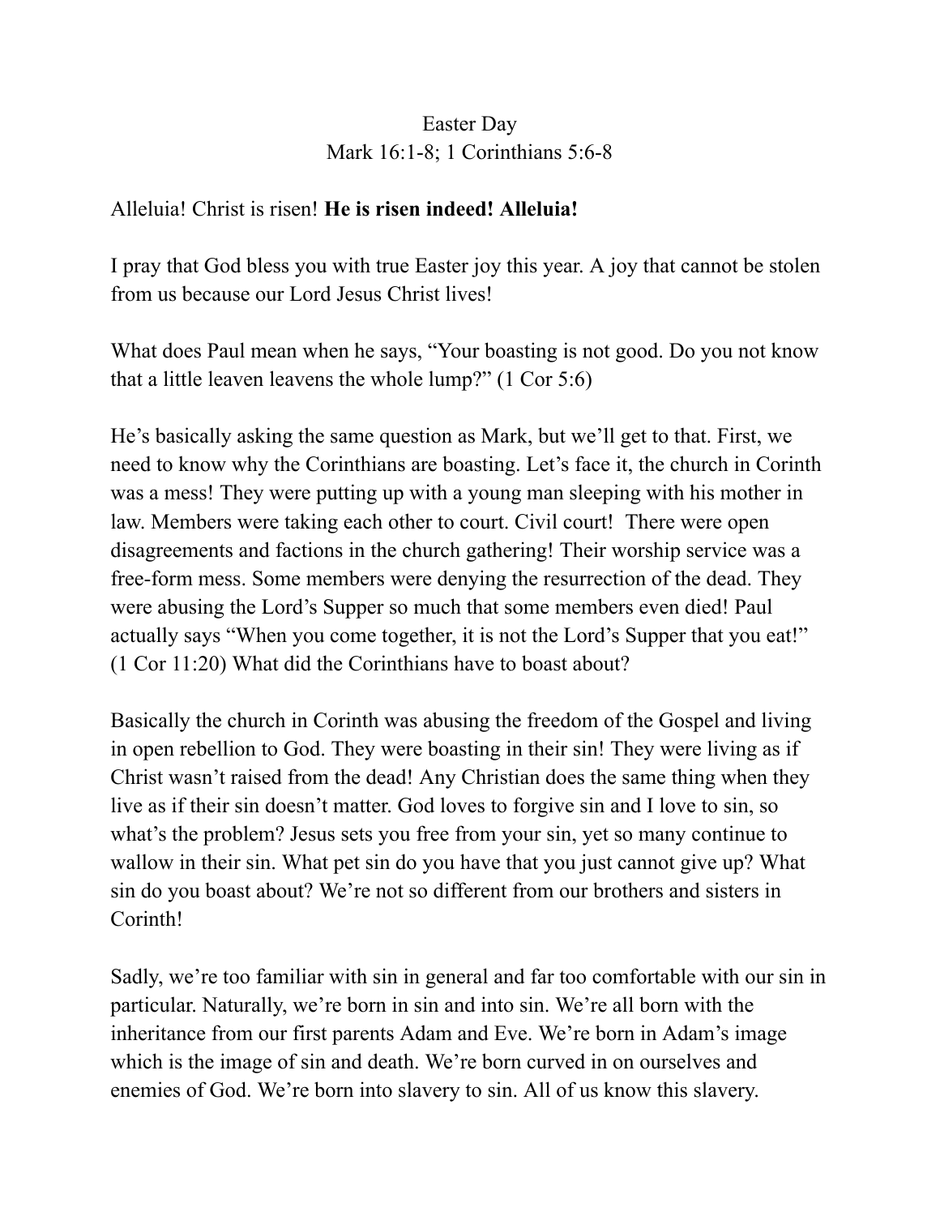Easter Day

Mark 16:1-8; 1 Corinthians 5:6-8

Alleluia! Christ is risen! **He is risen indeed! Alleluia!**

I pray that God bless you with true Easter joy this year. A joy that cannot be stolen from us because our Lord Jesus Christ lives!

What does Paul mean when he says, "Your boasting is not good. Do you not know that a little leaven leavens the whole lump?" (1 Cor 5:6)

He's basically asking the same question as Mark, but we'll get to that. First, we need to know why the Corinthians are boasting. Let's face it, the church in Corinth was a mess! They were putting up with a young man sleeping with his mother in law. Members were taking each other to court. Civil court! There were open disagreements and factions in the church gathering! Their worship service was a free-form mess. Some members were denying the resurrection of the dead. They were abusing the Lord's Supper so much that some members even died! Paul actually says "When you come together, it is not the Lord's Supper that you eat!" (1 Cor 11:20) What did the Corinthians have to boast about?

Basically the church in Corinth was abusing the freedom of the Gospel and living in open rebellion to God. They were boasting in their sin! They were living as if Christ wasn't raised from the dead! Any Christian does the same thing when they live as if their sin doesn't matter. God loves to forgive sin and I love to sin, so what's the problem? Jesus sets you free from your sin, yet so many continue to wallow in their sin. What pet sin do you have that you just cannot give up? What sin do you boast about? We're not so different from our brothers and sisters in Corinth!

Sadly, we're too familiar with sin in general and far too comfortable with our sin in particular. Naturally, we're born in sin and into sin. We're all born with the inheritance from our first parents Adam and Eve. We're born in Adam's image which is the image of sin and death. We're born curved in on ourselves and enemies of God. We're born into slavery to sin. All of us know this slavery.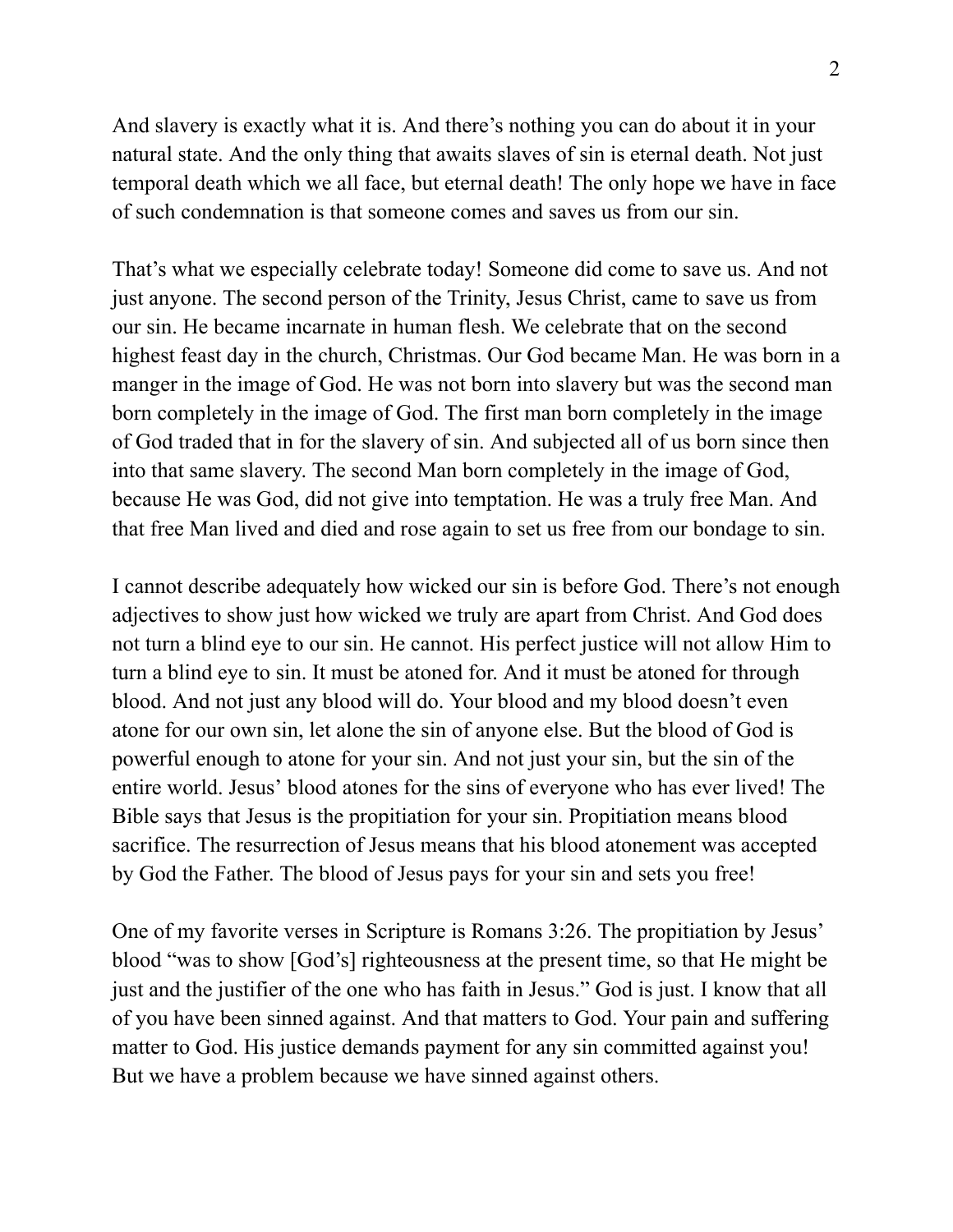And slavery is exactly what it is. And there's nothing you can do about it in your natural state. And the only thing that awaits slaves of sin is eternal death. Not just temporal death which we all face, but eternal death! The only hope we have in face of such condemnation is that someone comes and saves us from our sin.

That's what we especially celebrate today! Someone did come to save us. And not just anyone. The second person of the Trinity, Jesus Christ, came to save us from our sin. He became incarnate in human flesh. We celebrate that on the second highest feast day in the church, Christmas. Our God became Man. He was born in a manger in the image of God. He was not born into slavery but was the second man born completely in the image of God. The first man born completely in the image of God traded that in for the slavery of sin. And subjected all of us born since then into that same slavery. The second Man born completely in the image of God, because He was God, did not give into temptation. He was a truly free Man. And that free Man lived and died and rose again to set us free from our bondage to sin.

I cannot describe adequately how wicked our sin is before God. There's not enough adjectives to show just how wicked we truly are apart from Christ. And God does not turn a blind eye to our sin. He cannot. His perfect justice will not allow Him to turn a blind eye to sin. It must be atoned for. And it must be atoned for through blood. And not just any blood will do. Your blood and my blood doesn't even atone for our own sin, let alone the sin of anyone else. But the blood of God is powerful enough to atone for your sin. And not just your sin, but the sin of the entire world. Jesus' blood atones for the sins of everyone who has ever lived! The Bible says that Jesus is the propitiation for your sin. Propitiation means blood sacrifice. The resurrection of Jesus means that his blood atonement was accepted by God the Father. The blood of Jesus pays for your sin and sets you free!

One of my favorite verses in Scripture is Romans 3:26. The propitiation by Jesus' blood "was to show [God's] righteousness at the present time, so that He might be just and the justifier of the one who has faith in Jesus." God is just. I know that all of you have been sinned against. And that matters to God. Your pain and suffering matter to God. His justice demands payment for any sin committed against you! But we have a problem because we have sinned against others.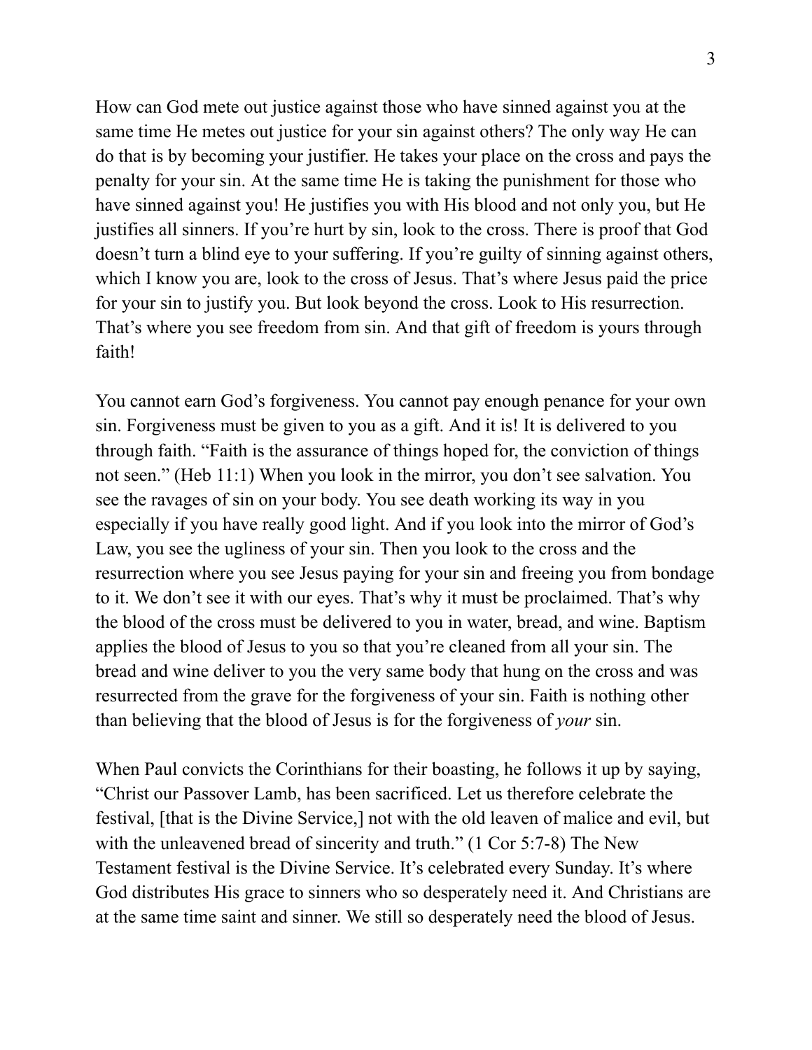How can God mete out justice against those who have sinned against you at the same time He metes out justice for your sin against others? The only way He can do that is by becoming your justifier. He takes your place on the cross and pays the penalty for your sin. At the same time He is taking the punishment for those who have sinned against you! He justifies you with His blood and not only you, but He justifies all sinners. If you're hurt by sin, look to the cross. There is proof that God doesn't turn a blind eye to your suffering. If you're guilty of sinning against others, which I know you are, look to the cross of Jesus. That's where Jesus paid the price for your sin to justify you. But look beyond the cross. Look to His resurrection. That's where you see freedom from sin. And that gift of freedom is yours through faith!

You cannot earn God's forgiveness. You cannot pay enough penance for your own sin. Forgiveness must be given to you as a gift. And it is! It is delivered to you through faith. "Faith is the assurance of things hoped for, the conviction of things not seen." (Heb 11:1) When you look in the mirror, you don't see salvation. You see the ravages of sin on your body. You see death working its way in you especially if you have really good light. And if you look into the mirror of God's Law, you see the ugliness of your sin. Then you look to the cross and the resurrection where you see Jesus paying for your sin and freeing you from bondage to it. We don't see it with our eyes. That's why it must be proclaimed. That's why the blood of the cross must be delivered to you in water, bread, and wine. Baptism applies the blood of Jesus to you so that you're cleaned from all your sin. The bread and wine deliver to you the very same body that hung on the cross and was resurrected from the grave for the forgiveness of your sin. Faith is nothing other than believing that the blood of Jesus is for the forgiveness of *your* sin.

When Paul convicts the Corinthians for their boasting, he follows it up by saying, "Christ our Passover Lamb, has been sacrificed. Let us therefore celebrate the festival, [that is the Divine Service,] not with the old leaven of malice and evil, but with the unleavened bread of sincerity and truth." (1 Cor 5:7-8) The New Testament festival is the Divine Service. It's celebrated every Sunday. It's where God distributes His grace to sinners who so desperately need it. And Christians are at the same time saint and sinner. We still so desperately need the blood of Jesus.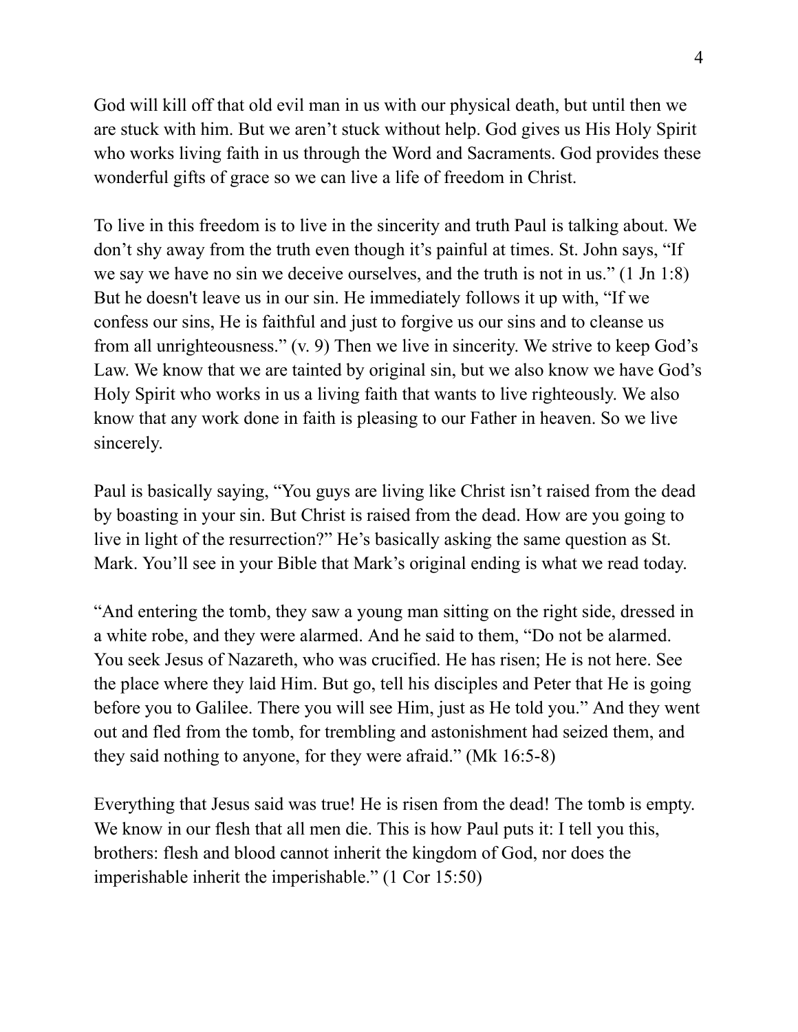God will kill off that old evil man in us with our physical death, but until then we are stuck with him. But we aren't stuck without help. God gives us His Holy Spirit who works living faith in us through the Word and Sacraments. God provides these wonderful gifts of grace so we can live a life of freedom in Christ.

To live in this freedom is to live in the sincerity and truth Paul is talking about. We don't shy away from the truth even though it's painful at times. St. John says, "If we say we have no sin we deceive ourselves, and the truth is not in us." (1 Jn 1:8) But he doesn't leave us in our sin. He immediately follows it up with, "If we confess our sins, He is faithful and just to forgive us our sins and to cleanse us from all unrighteousness." (v. 9) Then we live in sincerity. We strive to keep God's Law. We know that we are tainted by original sin, but we also know we have God's Holy Spirit who works in us a living faith that wants to live righteously. We also know that any work done in faith is pleasing to our Father in heaven. So we live sincerely.

Paul is basically saying, "You guys are living like Christ isn't raised from the dead by boasting in your sin. But Christ is raised from the dead. How are you going to live in light of the resurrection?" He's basically asking the same question as St. Mark. You'll see in your Bible that Mark's original ending is what we read today.

"And entering the tomb, they saw a young man sitting on the right side, dressed in a white robe, and they were alarmed. And he said to them, "Do not be alarmed. You seek Jesus of Nazareth, who was crucified. He has risen; He is not here. See the place where they laid Him. But go, tell his disciples and Peter that He is going before you to Galilee. There you will see Him, just as He told you." And they went out and fled from the tomb, for trembling and astonishment had seized them, and they said nothing to anyone, for they were afraid." (Mk 16:5-8)

Everything that Jesus said was true! He is risen from the dead! The tomb is empty. We know in our flesh that all men die. This is how Paul puts it: I tell you this, brothers: flesh and blood cannot inherit the kingdom of God, nor does the imperishable inherit the imperishable." (1 Cor 15:50)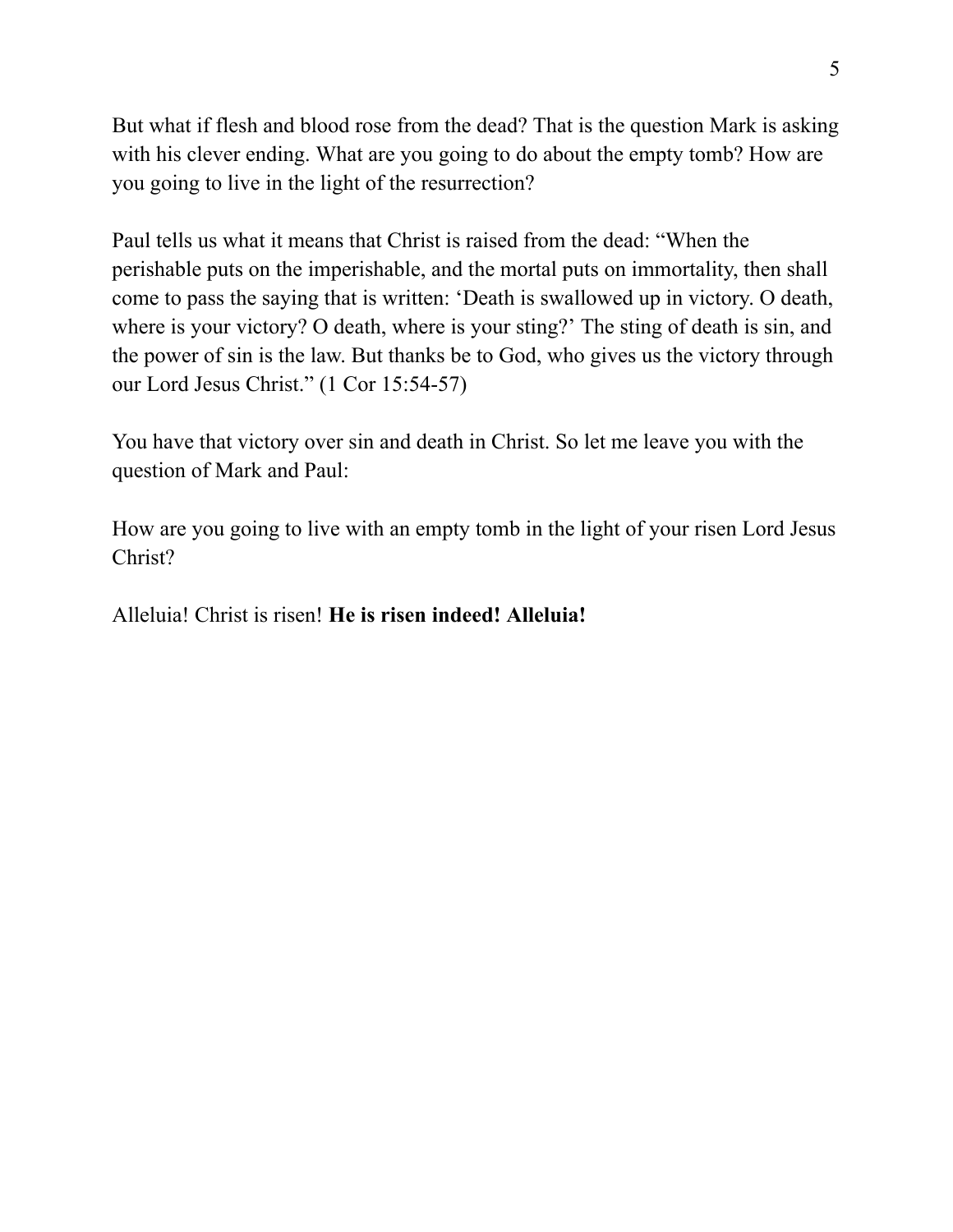But what if flesh and blood rose from the dead? That is the question Mark is asking with his clever ending. What are you going to do about the empty tomb? How are you going to live in the light of the resurrection?

Paul tells us what it means that Christ is raised from the dead: "When the perishable puts on the imperishable, and the mortal puts on immortality, then shall come to pass the saying that is written: 'Death is swallowed up in victory. O death, where is your victory? O death, where is your sting?' The sting of death is sin, and the power of sin is the law. But thanks be to God, who gives us the victory through our Lord Jesus Christ." (1 Cor 15:54-57)

You have that victory over sin and death in Christ. So let me leave you with the question of Mark and Paul:

How are you going to live with an empty tomb in the light of your risen Lord Jesus Christ?

Alleluia! Christ is risen! **He is risen indeed! Alleluia!**